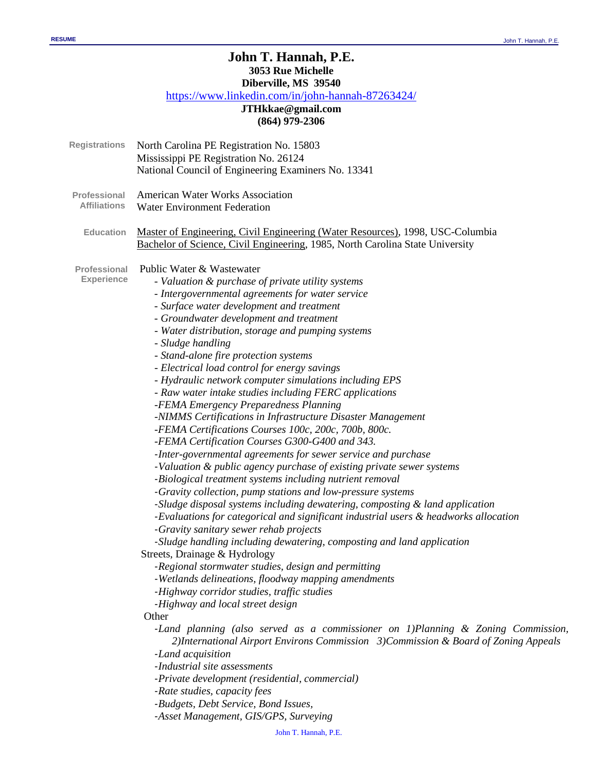# John T. Hannah, P.E.

**3053 Rue Michelle**
**Diberville, MS 39540**
https://www.linkedin.com/in/john-hannah-87263424/
**JTHkkae@gmail.com**
**(864) 979-2306**

**Registrations**

North Carolina PE Registration No. 15803
Mississippi PE Registration No. 26124
National Council of Engineering Examiners No. 13341

**Professional Affiliations**

American Water Works Association
Water Environment Federation

**Education**

Master of Engineering, Civil Engineering (Water Resources), 1998, USC-Columbia
Bachelor of Science, Civil Engineering, 1985, North Carolina State University

**Professional Experience**

Public Water & Wastewater

- *Valuation & purchase of private utility systems*
- *Intergovernmental agreements for water service*
- *Surface water development and treatment*
- *Groundwater development and treatment*
- *Water distribution, storage and pumping systems*
- *Sludge handling*
- *Stand-alone fire protection systems*
- *Electrical load control for energy savings*
- *Hydraulic network computer simulations including EPS*
- *Raw water intake studies including FERC applications*
- *FEMA Emergency Preparedness Planning*
- *NIMMS Certifications in Infrastructure Disaster Management*
- *FEMA Certifications Courses 100c, 200c, 700b, 800c.*
- *FEMA Certification Courses G300-G400 and 343.*
- *Inter-governmental agreements for sewer service and purchase*
- *Valuation & public agency purchase of existing private sewer systems*
- *Biological treatment systems including nutrient removal*
- *Gravity collection, pump stations and low-pressure systems*
- *Sludge disposal systems including dewatering, composting & land application*
- *Evaluations for categorical and significant industrial users & headworks allocation*
- *Gravity sanitary sewer rehab projects*
- *Sludge handling including dewatering, composting and land application*

Streets, Drainage & Hydrology

- *Regional stormwater studies, design and permitting*
- *Wetlands delineations, floodway mapping amendments*
- *Highway corridor studies, traffic studies*
- *Highway and local street design*

Other

- *Land planning (also served as a commissioner on 1)Planning & Zoning Commission, 2)International Airport Environs Commission 3)Commission & Board of Zoning Appeals*
- *Land acquisition*
- *Industrial site assessments*
- *Private development (residential, commercial)*
- *Rate studies, capacity fees*
- *Budgets, Debt Service, Bond Issues,*
- *Asset Management, GIS/GPS, Surveying*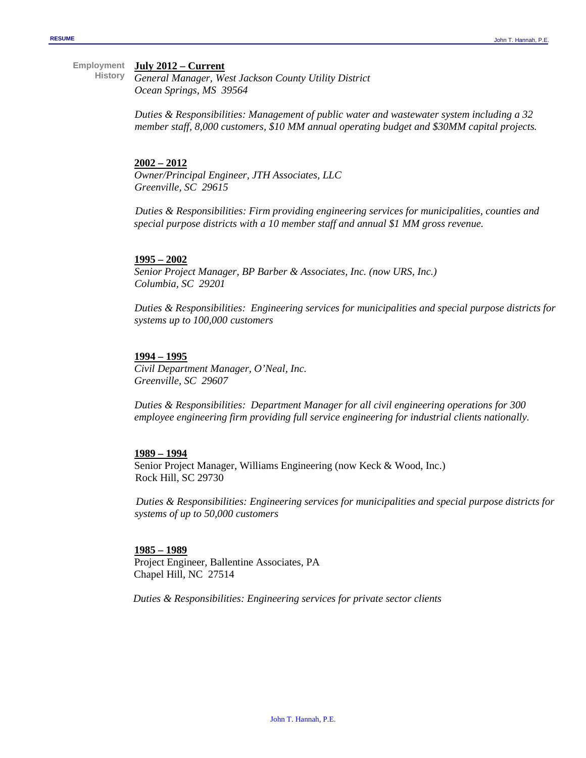## Employment History

**July 2012 – Current**
*General Manager, West Jackson County Utility District*
*Ocean Springs, MS 39564*

*Duties & Responsibilities: Management of public water and wastewater system including a 32 member staff, 8,000 customers, $10 MM annual operating budget and $30MM capital projects.*

**2002 – 2012**
*Owner/Principal Engineer, JTH Associates, LLC*
*Greenville, SC 29615*

*Duties & Responsibilities: Firm providing engineering services for municipalities, counties and special purpose districts with a 10 member staff and annual $1 MM gross revenue.*

**1995 – 2002**
*Senior Project Manager, BP Barber & Associates, Inc. (now URS, Inc.)*
*Columbia, SC 29201*

*Duties & Responsibilities: Engineering services for municipalities and special purpose districts for systems up to 100,000 customers*

**1994 – 1995**
*Civil Department Manager, O'Neal, Inc.*
*Greenville, SC 29607*

*Duties & Responsibilities: Department Manager for all civil engineering operations for 300 employee engineering firm providing full service engineering for industrial clients nationally.*

**1989 – 1994**
Senior Project Manager, Williams Engineering (now Keck & Wood, Inc.)
Rock Hill, SC 29730

*Duties & Responsibilities: Engineering services for municipalities and special purpose districts for systems of up to 50,000 customers*

**1985 – 1989**
Project Engineer, Ballentine Associates, PA
Chapel Hill, NC 27514

*Duties & Responsibilities: Engineering services for private sector clients*